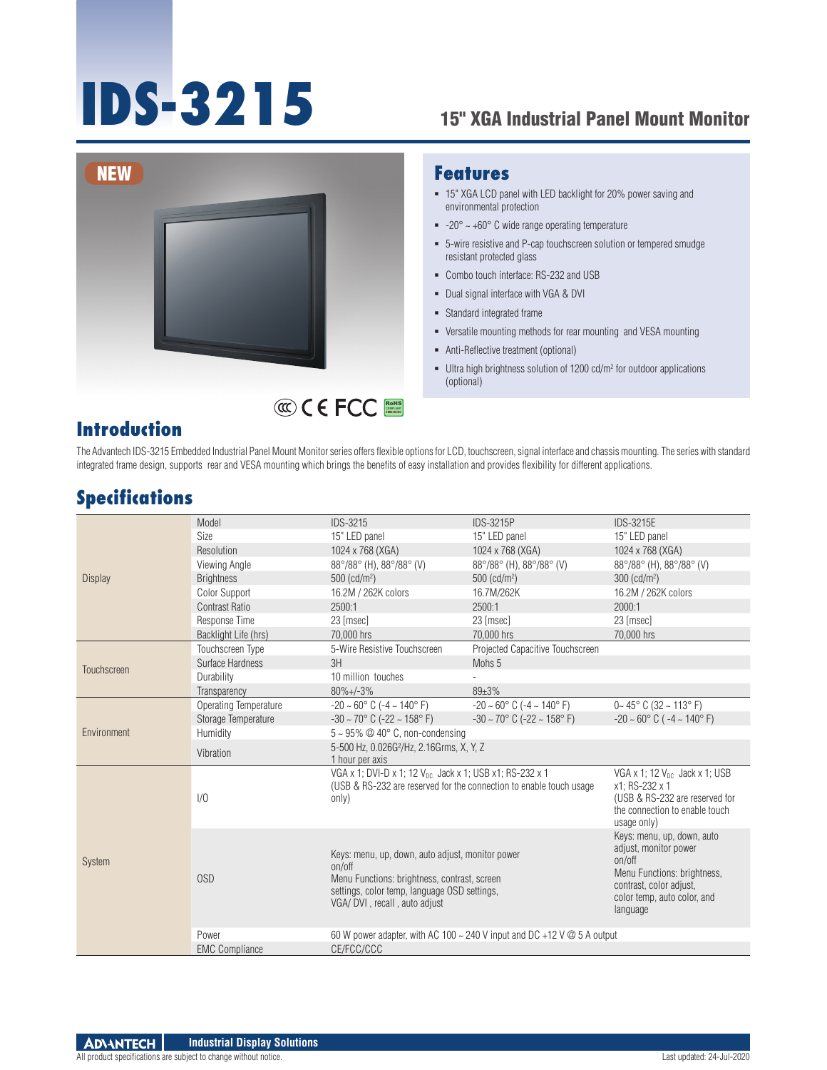# IDS-3215

## 15" XGA Industrial Panel Mount Monitor

NEW

## Features

- 15" XGA LCD panel with LED backlight for 20% power saving and environmental protection
- -20° ~ +60° C wide range operating temperature
- 5-wire resistive and P-cap touchscreen solution or tempered smudge resistant protected glass
- Combo touch interface: RS-232 and USB
- Dual signal interface with VGA & DVI
- Standard integrated frame
- Versatile mounting methods for rear mounting and VESA mounting
- Anti-Reflective treatment (optional)
- Ultra high brightness solution of 1200 cd/m² for outdoor applications (optional)

## Introduction

The Advantech IDS-3215 Embedded Industrial Panel Mount Monitor series offers flexible options for LCD, touchscreen, signal interface and chassis mounting. The series with standard integrated frame design, supports rear and VESA mounting which brings the benefits of easy installation and provides flexibility for different applications.

## Specifications

| | | | | |
|---|---|---|---|---|
| Display | Model | IDS-3215 | IDS-3215P | IDS-3215E |
| | Size | 15" LED panel | 15" LED panel | 15" LED panel |
| | Resolution | 1024 x 768 (XGA) | 1024 x 768 (XGA) | 1024 x 768 (XGA) |
| | Viewing Angle | 88°/88° (H), 88°/88° (V) | 88°/88° (H), 88°/88° (V) | 88°/88° (H), 88°/88° (V) |
| | Brightness | 500 (cd/m²) | 500 (cd/m²) | 300 (cd/m²) |
| | Color Support | 16.2M / 262K colors | 16.7M/262K | 16.2M / 262K colors |
| | Contrast Ratio | 2500:1 | 2500:1 | 2000:1 |
| | Response Time | 23 [msec] | 23 [msec] | 23 [msec] |
| | Backlight Life (hrs) | 70,000 hrs | 70,000 hrs | 70,000 hrs |
| Touchscreen | Touchscreen Type | 5-Wire Resistive Touchscreen | Projected Capacitive Touchscreen | |
| | Surface Hardness | 3H | Mohs 5 | |
| | Durability | 10 million touches | - | |
| | Transparency | 80%+/-3% | 89±3% | |
| Environment | Operating Temperature | -20 ~ 60° C (-4 ~ 140° F) | -20 ~ 60° C (-4 ~ 140° F) | 0~ 45° C (32 ~ 113° F) |
| | Storage Temperature | -30 ~ 70° C (-22 ~ 158° F) | -30 ~ 70° C (-22 ~ 158° F) | -20 ~ 60° C ( -4 ~ 140° F) |
| | Humidity | 5 ~ 95% @ 40° C, non-condensing | | |
| | Vibration | 5-500 Hz, 0.026G²/Hz, 2.16Grms, X, Y, Z 1 hour per axis | | |
| System | I/O | VGA x 1; DVI-D x 1; 12 $V_{DC}$ Jack x 1; USB x1; RS-232 x 1 (USB & RS-232 are reserved for the connection to enable touch usage only) | | VGA x 1; 12 $V_{DC}$ Jack x 1; USB x1; RS-232 x 1 (USB & RS-232 are reserved for the connection to enable touch usage only) |
| | OSD | Keys: menu, up, down, auto adjust, monitor power on/off Menu Functions: brightness, contrast, screen settings, color temp, language OSD settings, VGA/ DVI , recall , auto adjust | | Keys: menu, up, down, auto adjust, monitor power on/off Menu Functions: brightness, contrast, color adjust, color temp, auto color, and language |
| | Power | 60 W power adapter, with AC 100 ~ 240 V input and DC +12 V @ 5 A output | | |
| | EMC Compliance | CE/FCC/CCC | | |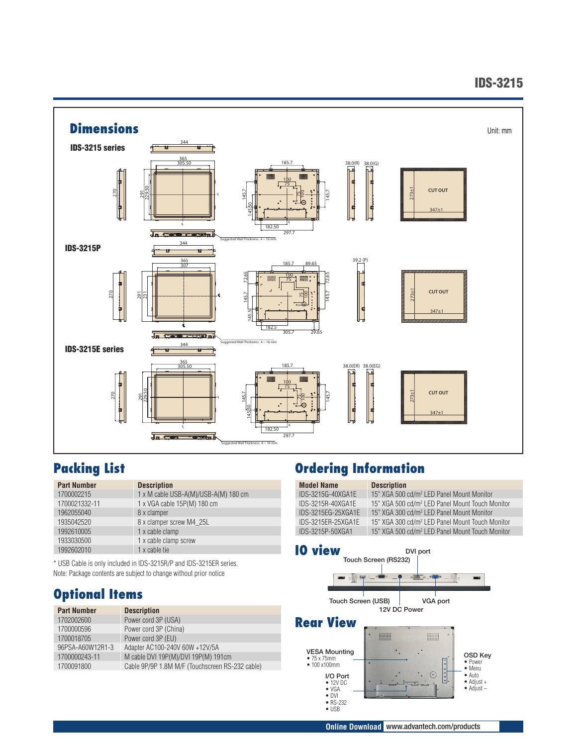## Dimensions

Unit: mm

### IDS-3215 series

344
365
305.50
270
291
229.50
185.7
100
75
75
100
145.7
145.7
145.50
182.50
297.7
38.0(R) 38.0(G)
273±1
CUT OUT
347±1
Suggested Wall Thickness: 4 ~ 16 mm

### IDS-3215P

344
365
307
270
291
231
185.7 89.65
100
75
75
100
72.65
72.65
145.7
145.7
145.5
182.5
305.7 29.65
39.2 (P)
273±1
CUT OUT
347±1
Suggested Wall Thickness: 4 ~ 16 mm

### IDS-3215E series

344
365
305.50
270
291
229.50
185.7
100
75
75
100
145.7
145.7
145.50
182.50
297.7
38.0(ER) 38.0(EG)
273±1
CUT OUT
347±1
Suggested Wall Thickness: 4 ~ 16 mm

## Packing List

| Part Number | Description |
|---|---|
| 1700002215 | 1 x M cable USB-A(M)/USB-A(M) 180 cm |
| 1700021332-11 | 1 x VGA cable 15P(M) 180 cm |
| 1962055040 | 8 x clamper |
| 1935042520 | 8 x clamper screw M4_25L |
| 1992610005 | 1 x cable clamp |
| 1933030500 | 1 x cable clamp screw |
| 1992602010 | 1 x cable tie |

* USB Cable is only included in IDS-3215R/P and IDS-3215ER series.
Note: Package contents are subject to change without prior notice

## Optional Items

| Part Number | Description |
|---|---|
| 1702002600 | Power cord 3P (USA) |
| 1700000596 | Power cord 3P (China) |
| 1700018705 | Power cord 3P (EU) |
| 96PSA-A60W12R1-3 | Adapter AC100-240V 60W +12V/5A |
| 1700000243-11 | M cable DVI 19P(M)/DVI 19P(M) 191cm |
| 1700091800 | Cable 9P/9P 1.8M M/F (Touchscreen RS-232 cable) |

## Ordering Information

| Model Name | Description |
|---|---|
| IDS-3215G-40XGA1E | 15" XGA 500 cd/m² LED Panel Mount Monitor |
| IDS-3215R-40XGA1E | 15" XGA 500 cd/m² LED Panel Mount Touch Monitor |
| IDS-3215EG-25XGA1E | 15" XGA 300 cd/m² LED Panel Mount Monitor |
| IDS-3215ER-25XGA1E | 15" XGA 300 cd/m² LED Panel Mount Touch Monitor |
| IDS-3215P-50XGA1 | 15" XGA 500 cd/m² LED Panel Mount Touch Monitor |

## IO view

DVI port
Touch Screen (RS232)
Touch Screen (USB)
VGA port
12V DC Power

## Rear View

VESA Mounting
- 75 x 75mm
- 100 x100mm

I/O Port
- 12V DC
- VGA
- DVI
- RS-232
- USB

OSD Key
- Power
- Menu
- Auto
- Adjust +
- Adjust –